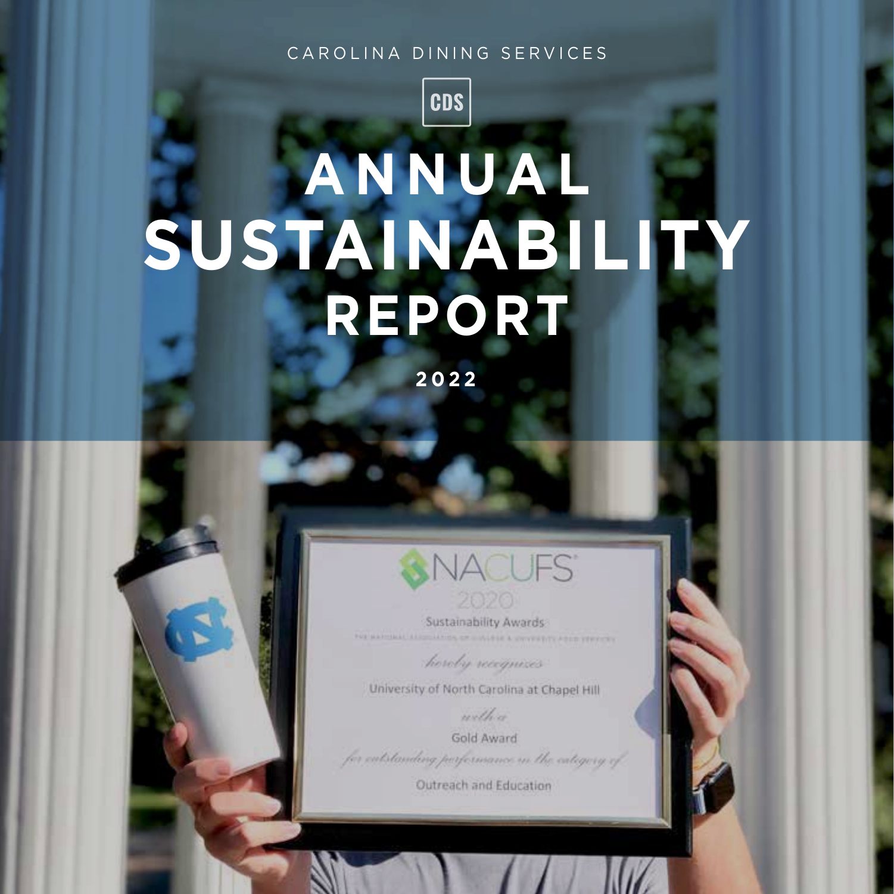CAROLINA DINING SERVICES

CDS

# ANNUAL SUSTAINABILITY REPORT

**2022**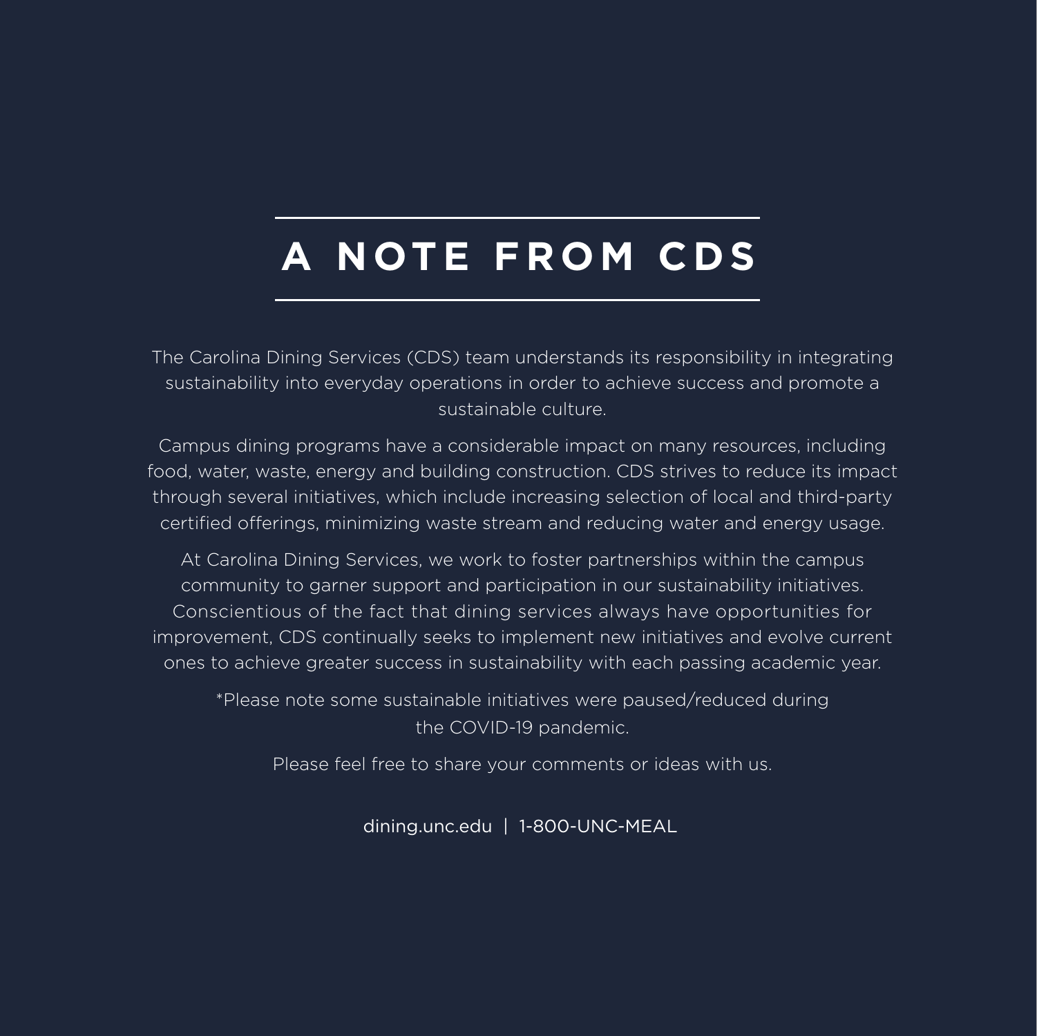# A NOTE FROM CDS

The Carolina Dining Services (CDS) team understands its responsibility in integrating sustainability into everyday operations in order to achieve success and promote a sustainable culture.

Campus dining programs have a considerable impact on many resources, including food, water, waste, energy and building construction. CDS strives to reduce its impact through several initiatives, which include increasing selection of local and third-party certified offerings, minimizing waste stream and reducing water and energy usage.

At Carolina Dining Services, we work to foster partnerships within the campus community to garner support and participation in our sustainability initiatives. Conscientious of the fact that dining services always have opportunities for improvement, CDS continually seeks to implement new initiatives and evolve current ones to achieve greater success in sustainability with each passing academic year.

*Please note some sustainable initiatives were paused/reduced during the COVID-19 pandemic.

Please feel free to share your comments or ideas with us.

dining.unc.edu | 1-800-UNC-MEAL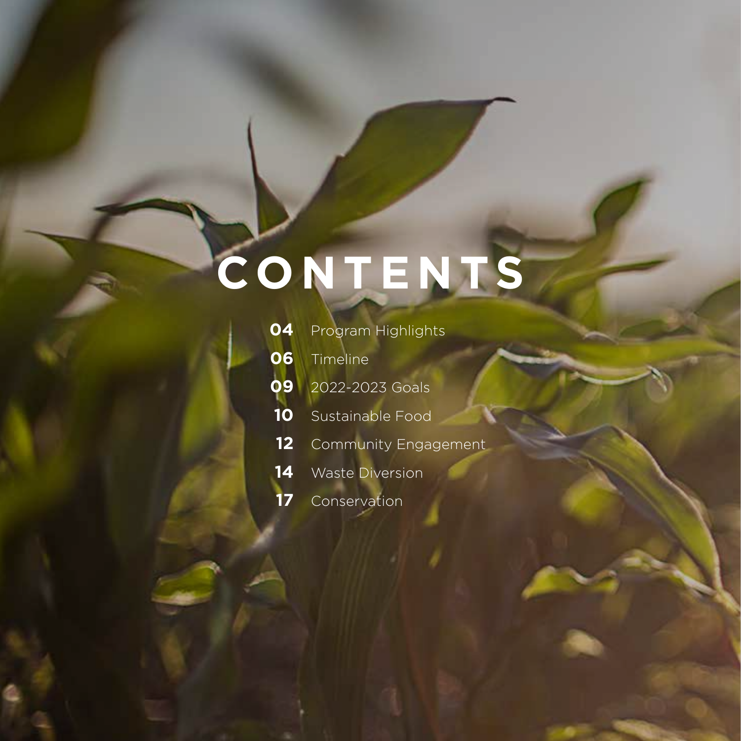# CONTENTS

**04** Program Highlights

**06** Timeline

**09** 2022-2023 Goals

**10** Sustainable Food

**12** Community Engagement

**14** Waste Diversion

**17** Conservation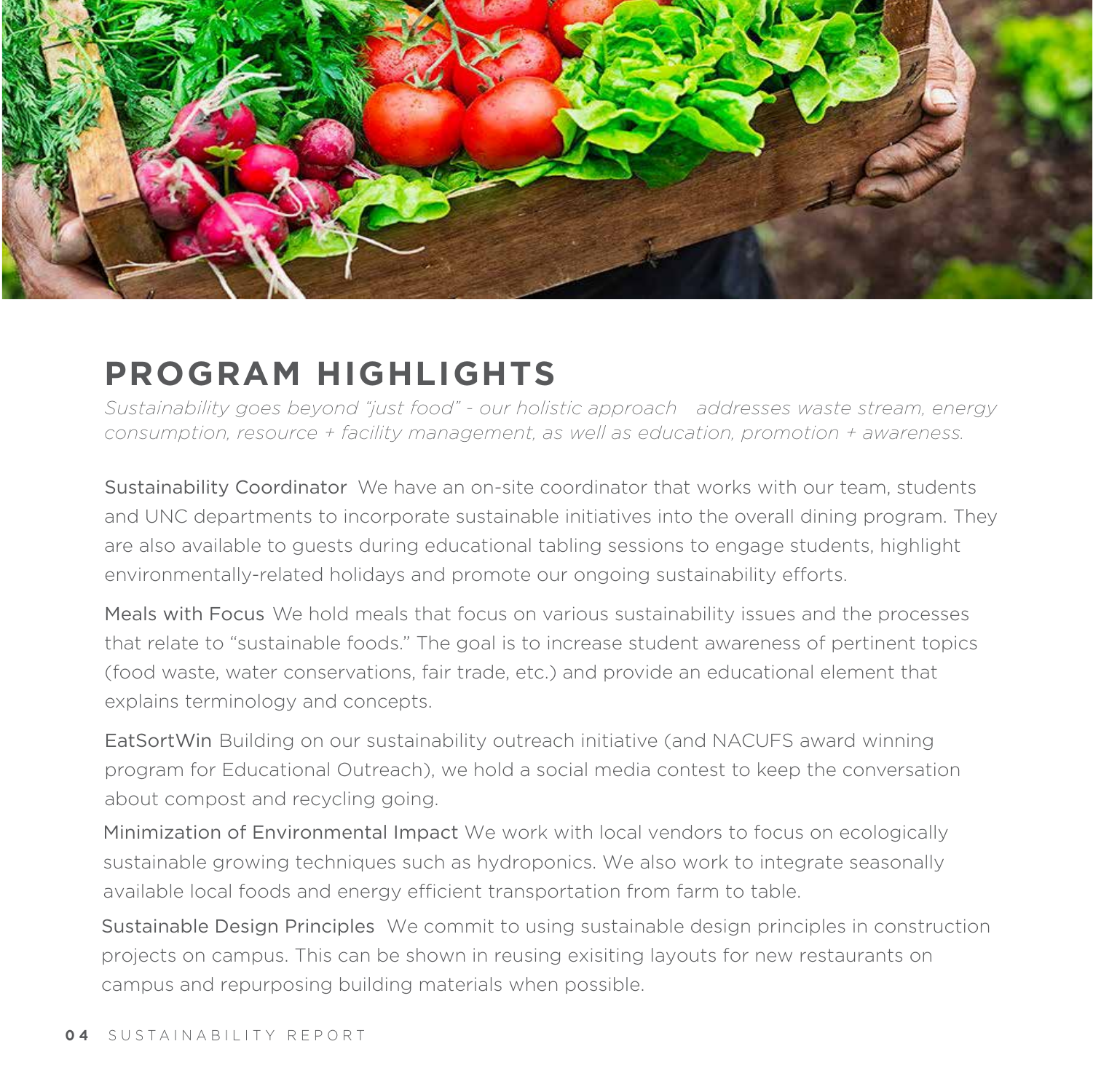# PROGRAM HIGHLIGHTS

*Sustainability goes beyond "just food" - our holistic approach addresses waste stream, energy consumption, resource + facility management, as well as education, promotion + awareness.*

Sustainability Coordinator We have an on-site coordinator that works with our team, students and UNC departments to incorporate sustainable initiatives into the overall dining program. They are also available to guests during educational tabling sessions to engage students, highlight environmentally-related holidays and promote our ongoing sustainability efforts.

Meals with Focus We hold meals that focus on various sustainability issues and the processes that relate to "sustainable foods." The goal is to increase student awareness of pertinent topics (food waste, water conservations, fair trade, etc.) and provide an educational element that explains terminology and concepts.

EatSortWin Building on our sustainability outreach initiative (and NACUFS award winning program for Educational Outreach), we hold a social media contest to keep the conversation about compost and recycling going.

Minimization of Environmental Impact We work with local vendors to focus on ecologically sustainable growing techniques such as hydroponics. We also work to integrate seasonally available local foods and energy efficient transportation from farm to table.

Sustainable Design Principles We commit to using sustainable design principles in construction projects on campus. This can be shown in reusing exisiting layouts for new restaurants on campus and repurposing building materials when possible.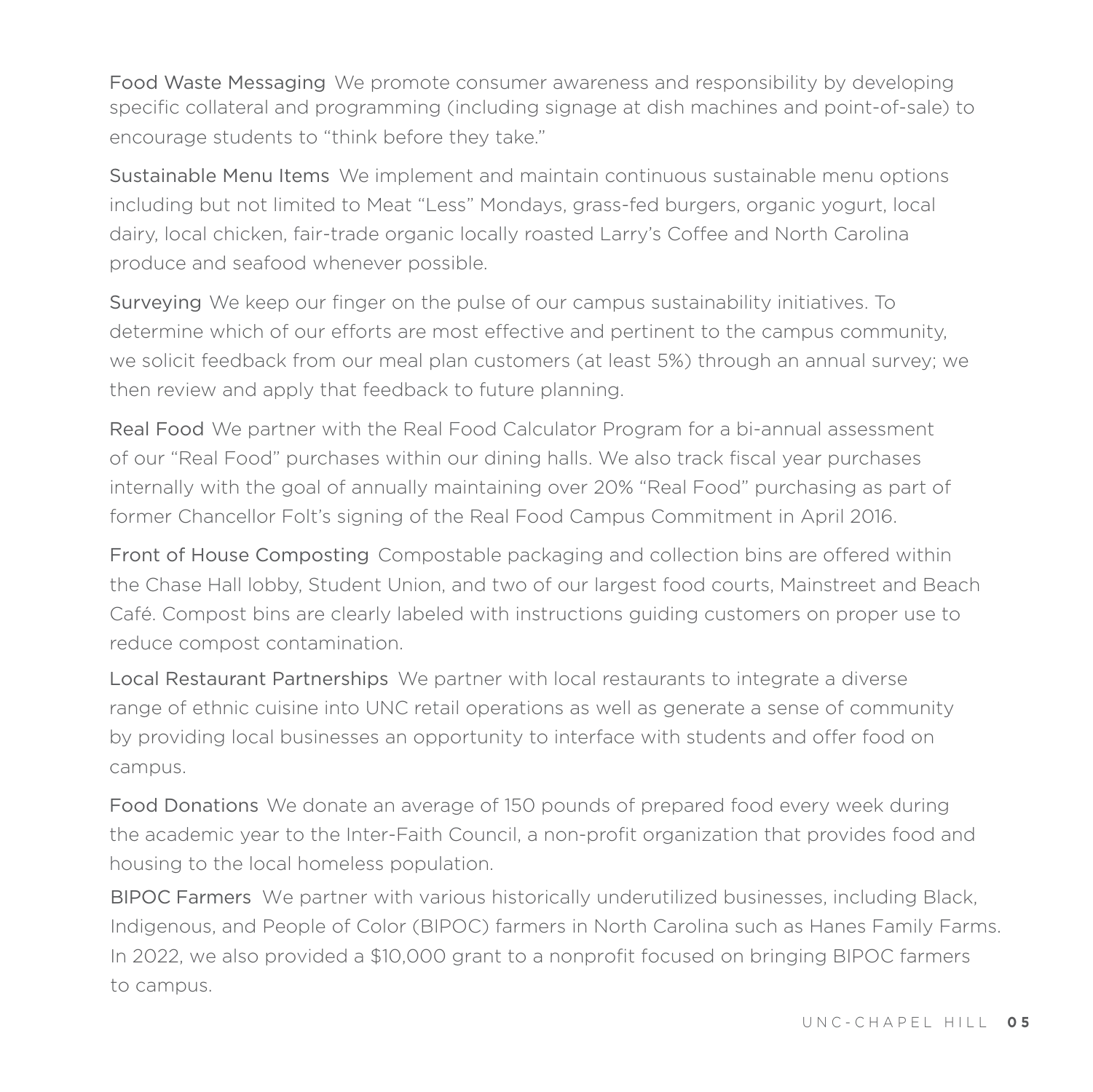**Food Waste Messaging** We promote consumer awareness and responsibility by developing specific collateral and programming (including signage at dish machines and point-of-sale) to encourage students to "think before they take."

**Sustainable Menu Items** We implement and maintain continuous sustainable menu options including but not limited to Meat "Less" Mondays, grass-fed burgers, organic yogurt, local dairy, local chicken, fair-trade organic locally roasted Larry's Coffee and North Carolina produce and seafood whenever possible.

**Surveying** We keep our finger on the pulse of our campus sustainability initiatives. To determine which of our efforts are most effective and pertinent to the campus community, we solicit feedback from our meal plan customers (at least 5%) through an annual survey; we then review and apply that feedback to future planning.

**Real Food** We partner with the Real Food Calculator Program for a bi-annual assessment of our "Real Food" purchases within our dining halls. We also track fiscal year purchases internally with the goal of annually maintaining over 20% "Real Food" purchasing as part of former Chancellor Folt's signing of the Real Food Campus Commitment in April 2016.

**Front of House Composting** Compostable packaging and collection bins are offered within the Chase Hall lobby, Student Union, and two of our largest food courts, Mainstreet and Beach Café. Compost bins are clearly labeled with instructions guiding customers on proper use to reduce compost contamination.

**Local Restaurant Partnerships** We partner with local restaurants to integrate a diverse range of ethnic cuisine into UNC retail operations as well as generate a sense of community by providing local businesses an opportunity to interface with students and offer food on campus.

**Food Donations** We donate an average of 150 pounds of prepared food every week during the academic year to the Inter-Faith Council, a non-profit organization that provides food and housing to the local homeless population.

**BIPOC Farmers** We partner with various historically underutilized businesses, including Black, Indigenous, and People of Color (BIPOC) farmers in North Carolina such as Hanes Family Farms. In 2022, we also provided a $10,000 grant to a nonprofit focused on bringing BIPOC farmers to campus.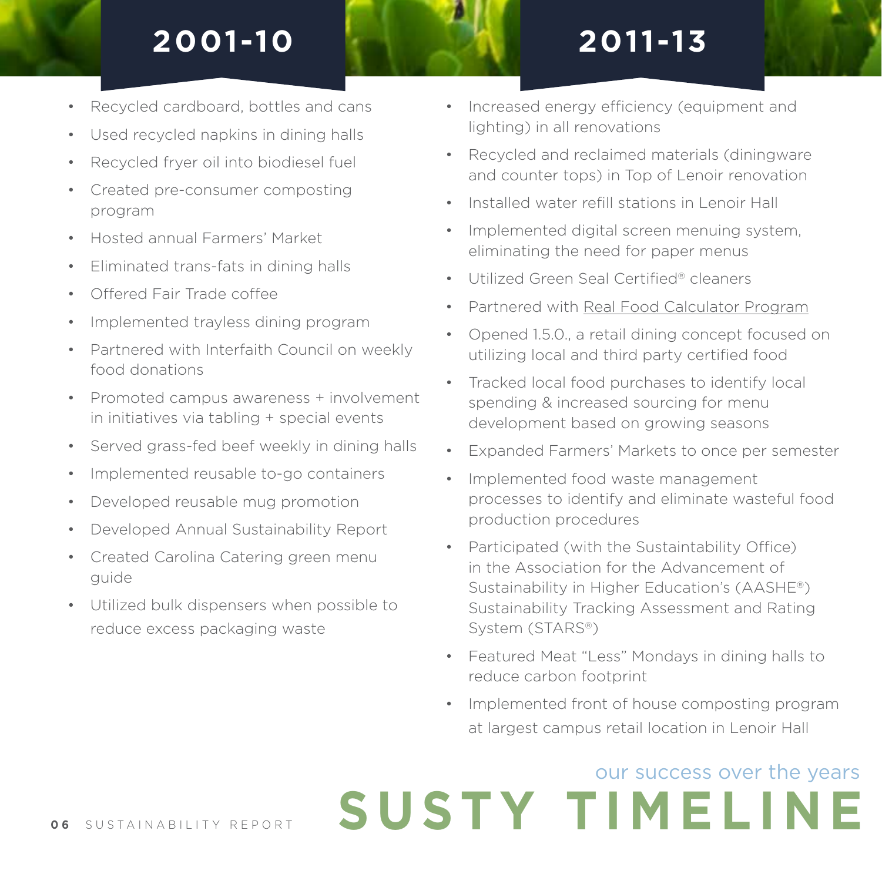# SUSTY TIMELINE

our success over the years

## 2001-10

- Recycled cardboard, bottles and cans
- Used recycled napkins in dining halls
- Recycled fryer oil into biodiesel fuel
- Created pre-consumer composting program
- Hosted annual Farmers' Market
- Eliminated trans-fats in dining halls
- Offered Fair Trade coffee
- Implemented trayless dining program
- Partnered with Interfaith Council on weekly food donations
- Promoted campus awareness + involvement in initiatives via tabling + special events
- Served grass-fed beef weekly in dining halls
- Implemented reusable to-go containers
- Developed reusable mug promotion
- Developed Annual Sustainability Report
- Created Carolina Catering green menu guide
- Utilized bulk dispensers when possible to reduce excess packaging waste

## 2011-13

- Increased energy efficiency (equipment and lighting) in all renovations
- Recycled and reclaimed materials (diningware and counter tops) in Top of Lenoir renovation
- Installed water refill stations in Lenoir Hall
- Implemented digital screen menuing system, eliminating the need for paper menus
- Utilized Green Seal Certified® cleaners
- Partnered with Real Food Calculator Program
- Opened 1.5.0., a retail dining concept focused on utilizing local and third party certified food
- Tracked local food purchases to identify local spending & increased sourcing for menu development based on growing seasons
- Expanded Farmers' Markets to once per semester
- Implemented food waste management processes to identify and eliminate wasteful food production procedures
- Participated (with the Sustainability Office) in the Association for the Advancement of Sustainability in Higher Education's (AASHE®) Sustainability Tracking Assessment and Rating System (STARS®)
- Featured Meat "Less" Mondays in dining halls to reduce carbon footprint
- Implemented front of house composting program at largest campus retail location in Lenoir Hall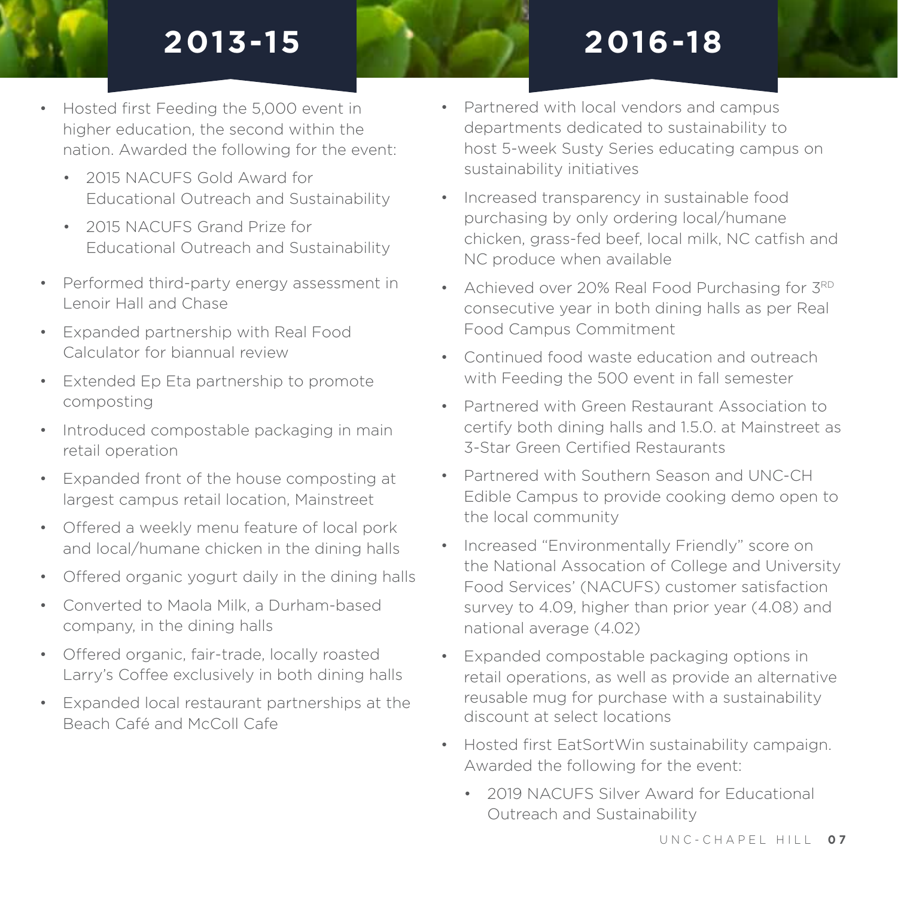## 2013-15

- Hosted first Feeding the 5,000 event in higher education, the second within the nation. Awarded the following for the event:
  - 2015 NACUFS Gold Award for Educational Outreach and Sustainability
  - 2015 NACUFS Grand Prize for Educational Outreach and Sustainability
- Performed third-party energy assessment in Lenoir Hall and Chase
- Expanded partnership with Real Food Calculator for biannual review
- Extended Ep Eta partnership to promote composting
- Introduced compostable packaging in main retail operation
- Expanded front of the house composting at largest campus retail location, Mainstreet
- Offered a weekly menu feature of local pork and local/humane chicken in the dining halls
- Offered organic yogurt daily in the dining halls
- Converted to Maola Milk, a Durham-based company, in the dining halls
- Offered organic, fair-trade, locally roasted Larry's Coffee exclusively in both dining halls
- Expanded local restaurant partnerships at the Beach Café and McColl Cafe

## 2016-18

- Partnered with local vendors and campus departments dedicated to sustainability to host 5-week Susty Series educating campus on sustainability initiatives
- Increased transparency in sustainable food purchasing by only ordering local/humane chicken, grass-fed beef, local milk, NC catfish and NC produce when available
- Achieved over 20% Real Food Purchasing for 3RD consecutive year in both dining halls as per Real Food Campus Commitment
- Continued food waste education and outreach with Feeding the 500 event in fall semester
- Partnered with Green Restaurant Association to certify both dining halls and 1.5.0. at Mainstreet as 3-Star Green Certified Restaurants
- Partnered with Southern Season and UNC-CH Edible Campus to provide cooking demo open to the local community
- Increased "Environmentally Friendly" score on the National Assocation of College and University Food Services' (NACUFS) customer satisfaction survey to 4.09, higher than prior year (4.08) and national average (4.02)
- Expanded compostable packaging options in retail operations, as well as provide an alternative reusable mug for purchase with a sustainability discount at select locations
- Hosted first EatSortWin sustainability campaign. Awarded the following for the event:
  - 2019 NACUFS Silver Award for Educational Outreach and Sustainability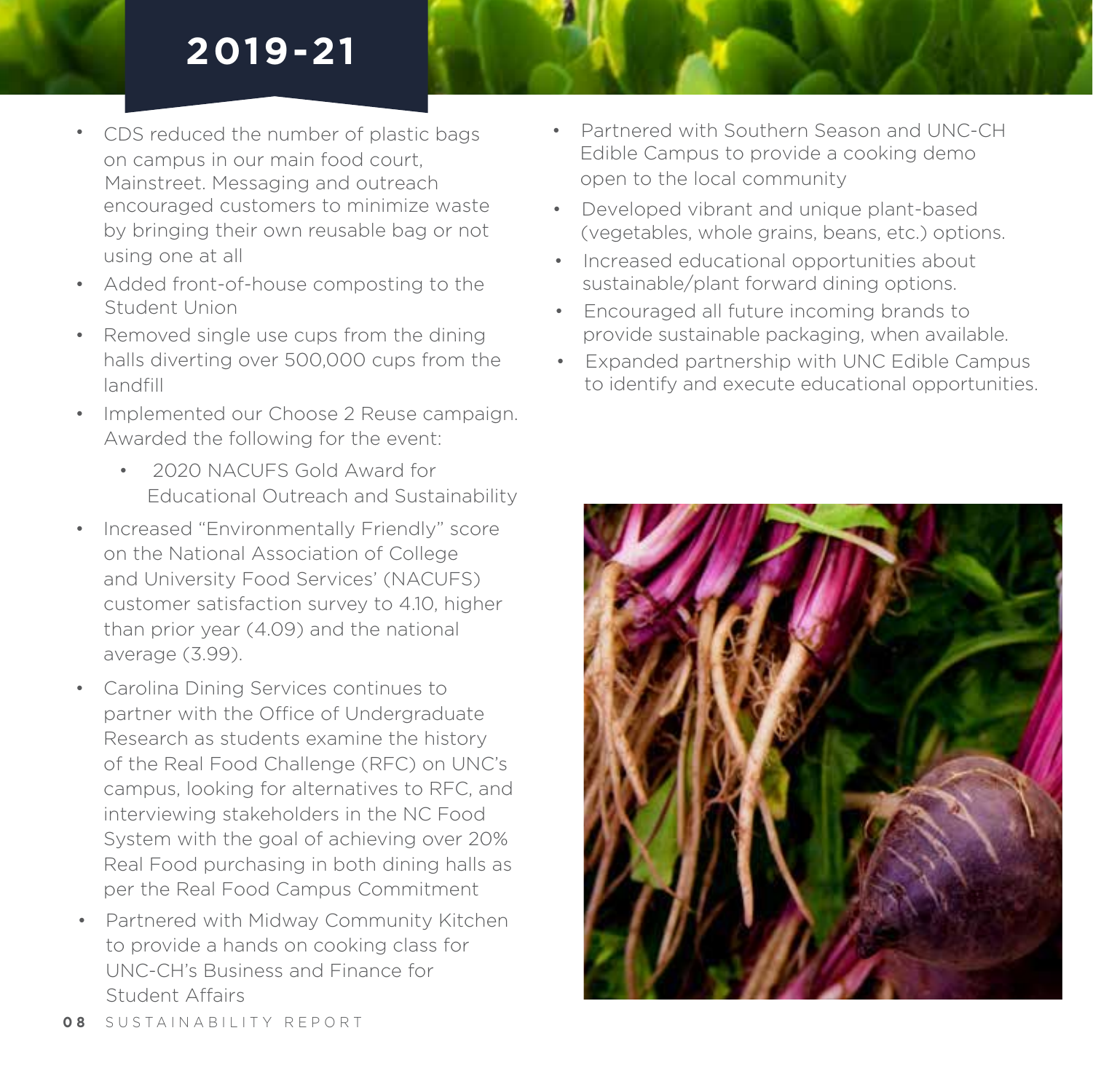# 2019-21

- CDS reduced the number of plastic bags on campus in our main food court, Mainstreet. Messaging and outreach encouraged customers to minimize waste by bringing their own reusable bag or not using one at all
- Added front-of-house composting to the Student Union
- Removed single use cups from the dining halls diverting over 500,000 cups from the landfill
- Implemented our Choose 2 Reuse campaign. Awarded the following for the event:
    - 2020 NACUFS Gold Award for Educational Outreach and Sustainability
- Increased "Environmentally Friendly" score on the National Association of College and University Food Services' (NACUFS) customer satisfaction survey to 4.10, higher than prior year (4.09) and the national average (3.99).
- Carolina Dining Services continues to partner with the Office of Undergraduate Research as students examine the history of the Real Food Challenge (RFC) on UNC's campus, looking for alternatives to RFC, and interviewing stakeholders in the NC Food System with the goal of achieving over 20% Real Food purchasing in both dining halls as per the Real Food Campus Commitment
- Partnered with Midway Community Kitchen to provide a hands on cooking class for UNC-CH's Business and Finance for Student Affairs
- Partnered with Southern Season and UNC-CH Edible Campus to provide a cooking demo open to the local community
- Developed vibrant and unique plant-based (vegetables, whole grains, beans, etc.) options.
- Increased educational opportunities about sustainable/plant forward dining options.
- Encouraged all future incoming brands to provide sustainable packaging, when available.
- Expanded partnership with UNC Edible Campus to identify and execute educational opportunities.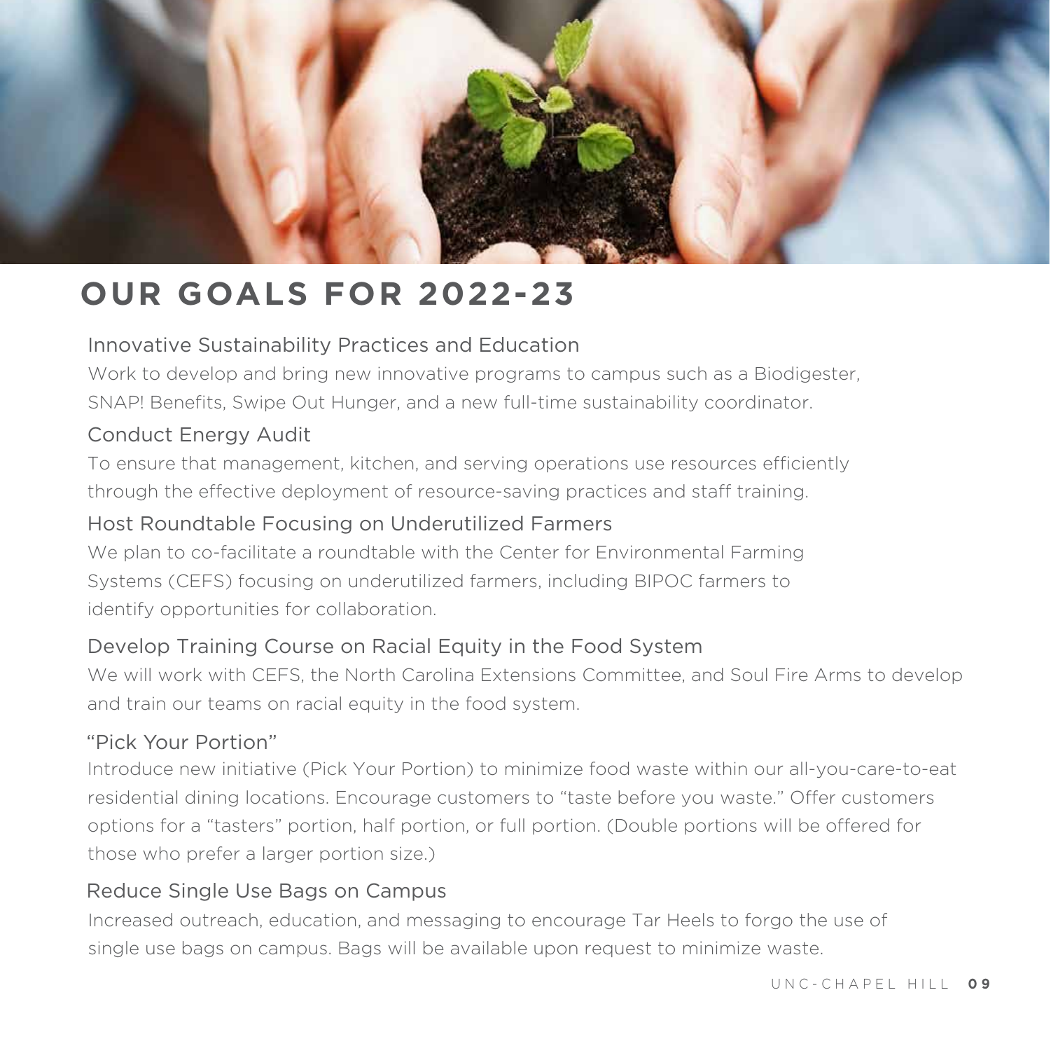# OUR GOALS FOR 2022-23

### Innovative Sustainability Practices and Education

Work to develop and bring new innovative programs to campus such as a Biodigester, SNAP! Benefits, Swipe Out Hunger, and a new full-time sustainability coordinator.

### Conduct Energy Audit

To ensure that management, kitchen, and serving operations use resources efficiently through the effective deployment of resource-saving practices and staff training.

### Host Roundtable Focusing on Underutilized Farmers

We plan to co-facilitate a roundtable with the Center for Environmental Farming Systems (CEFS) focusing on underutilized farmers, including BIPOC farmers to identify opportunities for collaboration.

### Develop Training Course on Racial Equity in the Food System

We will work with CEFS, the North Carolina Extensions Committee, and Soul Fire Arms to develop and train our teams on racial equity in the food system.

### "Pick Your Portion"

Introduce new initiative (Pick Your Portion) to minimize food waste within our all-you-care-to-eat residential dining locations. Encourage customers to "taste before you waste." Offer customers options for a "tasters" portion, half portion, or full portion. (Double portions will be offered for those who prefer a larger portion size.)

### Reduce Single Use Bags on Campus

Increased outreach, education, and messaging to encourage Tar Heels to forgo the use of single use bags on campus. Bags will be available upon request to minimize waste.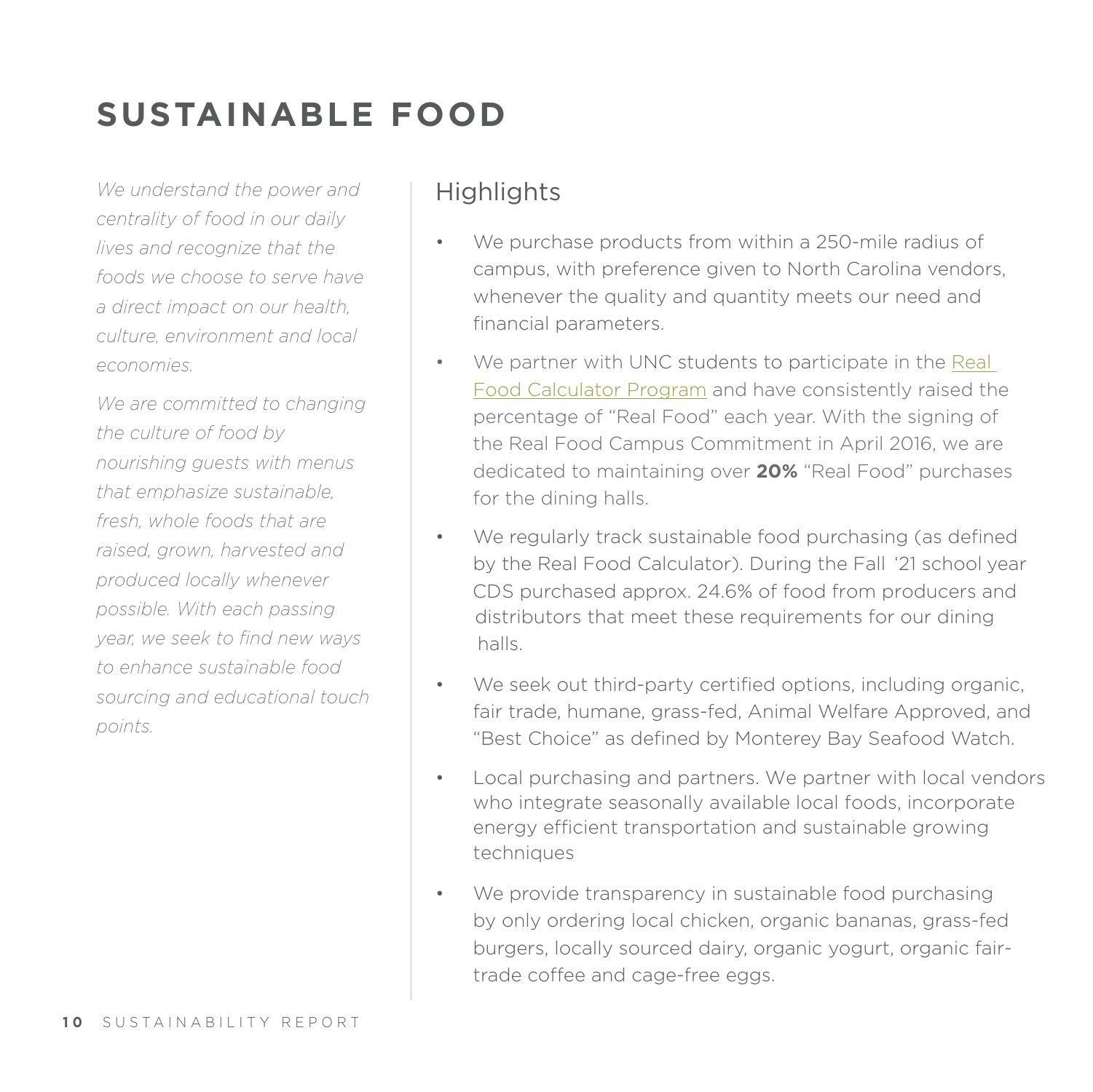# SUSTAINABLE FOOD

*We understand the power and centrality of food in our daily lives and recognize that the foods we choose to serve have a direct impact on our health, culture, environment and local economies.*

*We are committed to changing the culture of food by nourishing guests with menus that emphasize sustainable, fresh, whole foods that are raised, grown, harvested and produced locally whenever possible. With each passing year, we seek to find new ways to enhance sustainable food sourcing and educational touch points.*

## Highlights

- We purchase products from within a 250-mile radius of campus, with preference given to North Carolina vendors, whenever the quality and quantity meets our need and financial parameters.
- We partner with UNC students to participate in the Real Food Calculator Program and have consistently raised the percentage of "Real Food" each year. With the signing of the Real Food Campus Commitment in April 2016, we are dedicated to maintaining over **20%** "Real Food" purchases for the dining halls.
- We regularly track sustainable food purchasing (as defined by the Real Food Calculator). During the Fall '21 school year CDS purchased approx. 24.6% of food from producers and distributors that meet these requirements for our dining halls.
- We seek out third-party certified options, including organic, fair trade, humane, grass-fed, Animal Welfare Approved, and "Best Choice" as defined by Monterey Bay Seafood Watch.
- Local purchasing and partners. We partner with local vendors who integrate seasonally available local foods, incorporate energy efficient transportation and sustainable growing techniques
- We provide transparency in sustainable food purchasing by only ordering local chicken, organic bananas, grass-fed burgers, locally sourced dairy, organic yogurt, organic fair-trade coffee and cage-free eggs.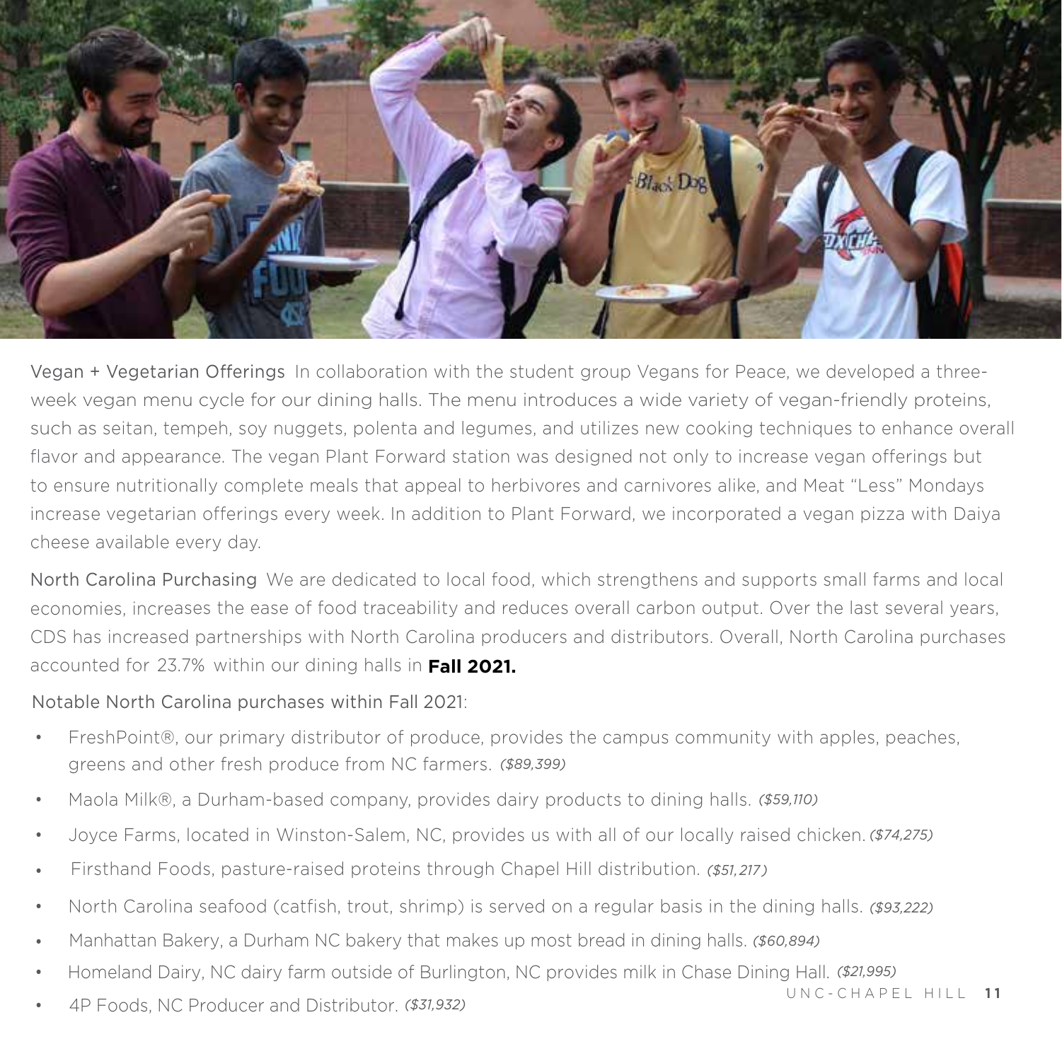**Vegan + Vegetarian Offerings** In collaboration with the student group Vegans for Peace, we developed a three-week vegan menu cycle for our dining halls. The menu introduces a wide variety of vegan-friendly proteins, such as seitan, tempeh, soy nuggets, polenta and legumes, and utilizes new cooking techniques to enhance overall flavor and appearance. The vegan Plant Forward station was designed not only to increase vegan offerings but to ensure nutritionally complete meals that appeal to herbivores and carnivores alike, and Meat "Less" Mondays increase vegetarian offerings every week. In addition to Plant Forward, we incorporated a vegan pizza with Daiya cheese available every day.

**North Carolina Purchasing** We are dedicated to local food, which strengthens and supports small farms and local economies, increases the ease of food traceability and reduces overall carbon output. Over the last several years, CDS has increased partnerships with North Carolina producers and distributors. Overall, North Carolina purchases accounted for 23.7% within our dining halls in **Fall 2021.**

Notable North Carolina purchases within Fall 2021:

- FreshPoint®, our primary distributor of produce, provides the campus community with apples, peaches, greens and other fresh produce from NC farmers. *($89,399)*
- Maola Milk®, a Durham-based company, provides dairy products to dining halls. *($59,110)*
- Joyce Farms, located in Winston-Salem, NC, provides us with all of our locally raised chicken. *($74,275)*
- Firsthand Foods, pasture-raised proteins through Chapel Hill distribution. *($51,217)*
- North Carolina seafood (catfish, trout, shrimp) is served on a regular basis in the dining halls. *($93,222)*
- Manhattan Bakery, a Durham NC bakery that makes up most bread in dining halls. *($60,894)*
- Homeland Dairy, NC dairy farm outside of Burlington, NC provides milk in Chase Dining Hall. *($21,995)*
- 4P Foods, NC Producer and Distributor. *($31,932)*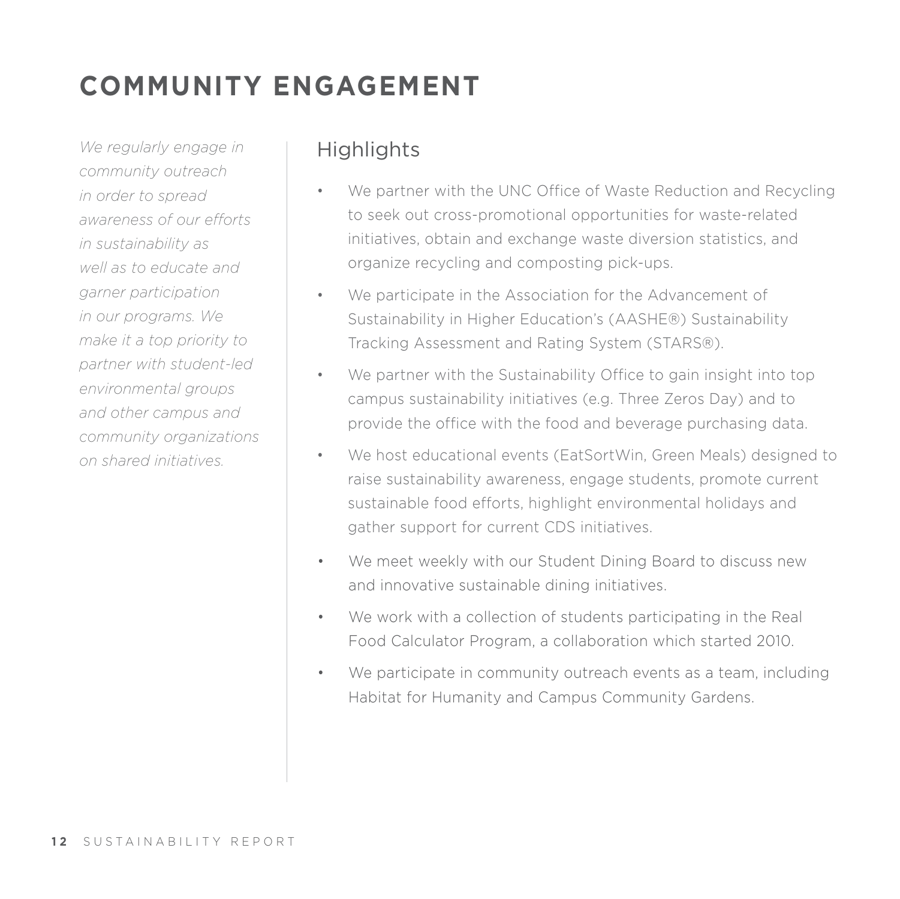# COMMUNITY ENGAGEMENT

*We regularly engage in community outreach in order to spread awareness of our efforts in sustainability as well as to educate and garner participation in our programs. We make it a top priority to partner with student-led environmental groups and other campus and community organizations on shared initiatives.*

## Highlights

- We partner with the UNC Office of Waste Reduction and Recycling to seek out cross-promotional opportunities for waste-related initiatives, obtain and exchange waste diversion statistics, and organize recycling and composting pick-ups.
- We participate in the Association for the Advancement of Sustainability in Higher Education's (AASHE®) Sustainability Tracking Assessment and Rating System (STARS®).
- We partner with the Sustainability Office to gain insight into top campus sustainability initiatives (e.g. Three Zeros Day) and to provide the office with the food and beverage purchasing data.
- We host educational events (EatSortWin, Green Meals) designed to raise sustainability awareness, engage students, promote current sustainable food efforts, highlight environmental holidays and gather support for current CDS initiatives.
- We meet weekly with our Student Dining Board to discuss new and innovative sustainable dining initiatives.
- We work with a collection of students participating in the Real Food Calculator Program, a collaboration which started 2010.
- We participate in community outreach events as a team, including Habitat for Humanity and Campus Community Gardens.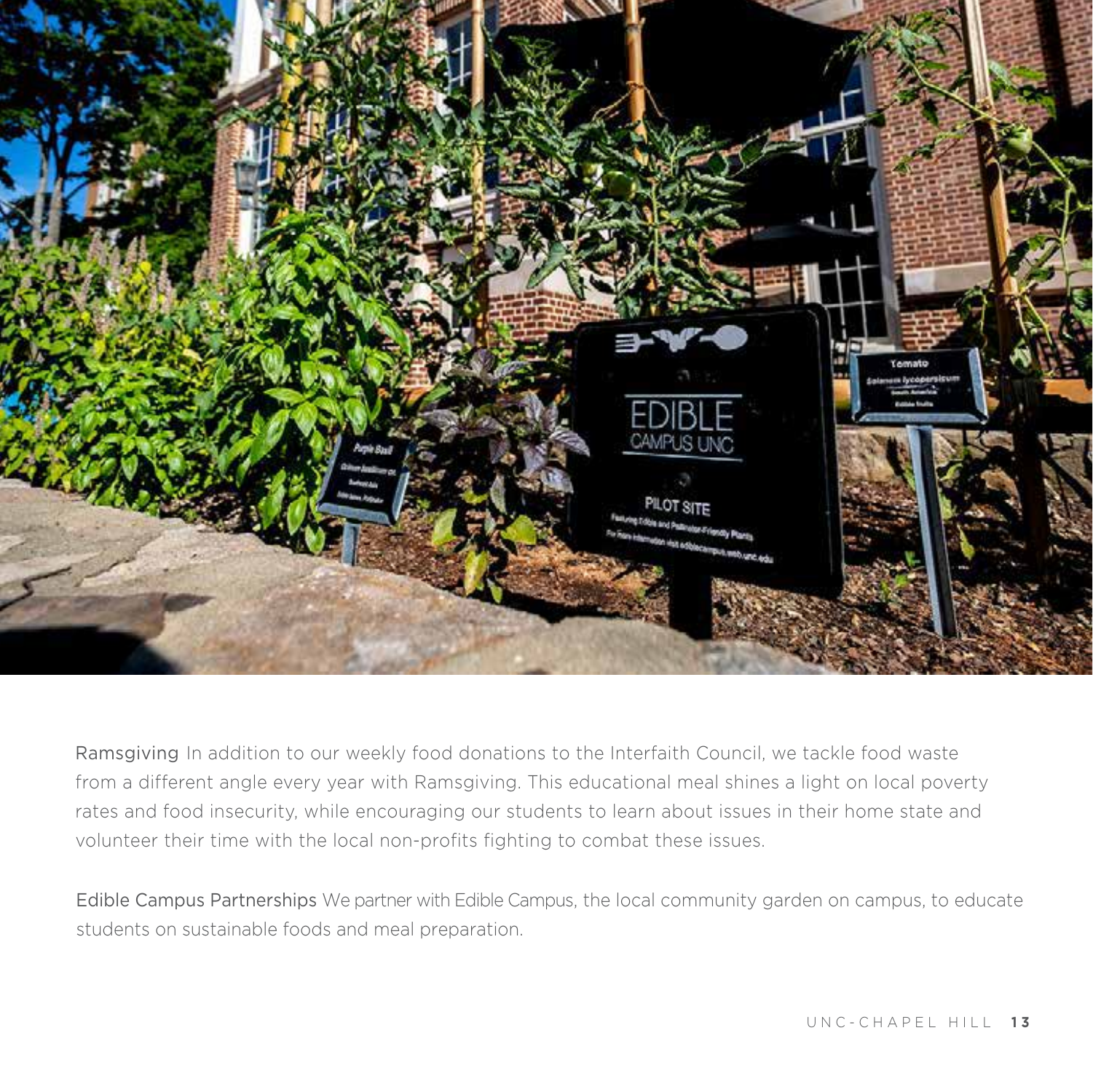**Ramsgiving** In addition to our weekly food donations to the Interfaith Council, we tackle food waste from a different angle every year with Ramsgiving. This educational meal shines a light on local poverty rates and food insecurity, while encouraging our students to learn about issues in their home state and volunteer their time with the local non-profits fighting to combat these issues.

**Edible Campus Partnerships** We partner with Edible Campus, the local community garden on campus, to educate students on sustainable foods and meal preparation.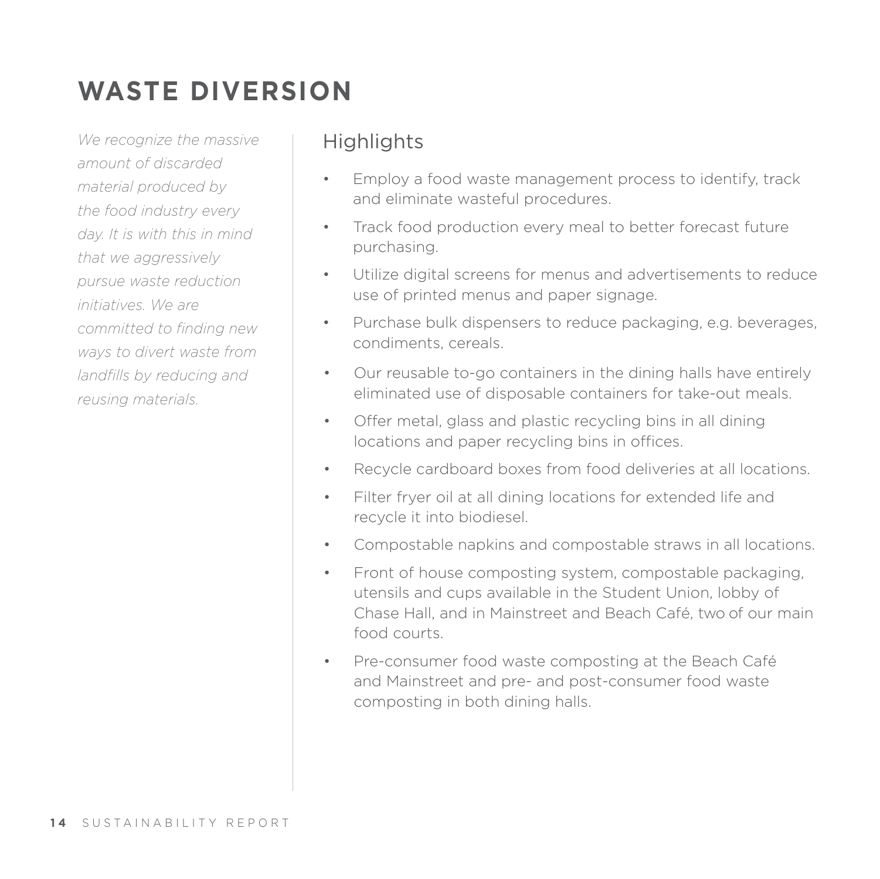# WASTE DIVERSION

*We recognize the massive amount of discarded material produced by the food industry every day. It is with this in mind that we aggressively pursue waste reduction initiatives. We are committed to finding new ways to divert waste from landfills by reducing and reusing materials.*

## Highlights

- Employ a food waste management process to identify, track and eliminate wasteful procedures.
- Track food production every meal to better forecast future purchasing.
- Utilize digital screens for menus and advertisements to reduce use of printed menus and paper signage.
- Purchase bulk dispensers to reduce packaging, e.g. beverages, condiments, cereals.
- Our reusable to-go containers in the dining halls have entirely eliminated use of disposable containers for take-out meals.
- Offer metal, glass and plastic recycling bins in all dining locations and paper recycling bins in offices.
- Recycle cardboard boxes from food deliveries at all locations.
- Filter fryer oil at all dining locations for extended life and recycle it into biodiesel.
- Compostable napkins and compostable straws in all locations.
- Front of house composting system, compostable packaging, utensils and cups available in the Student Union, lobby of Chase Hall, and in Mainstreet and Beach Café, two of our main food courts.
- Pre-consumer food waste composting at the Beach Café and Mainstreet and pre- and post-consumer food waste composting in both dining halls.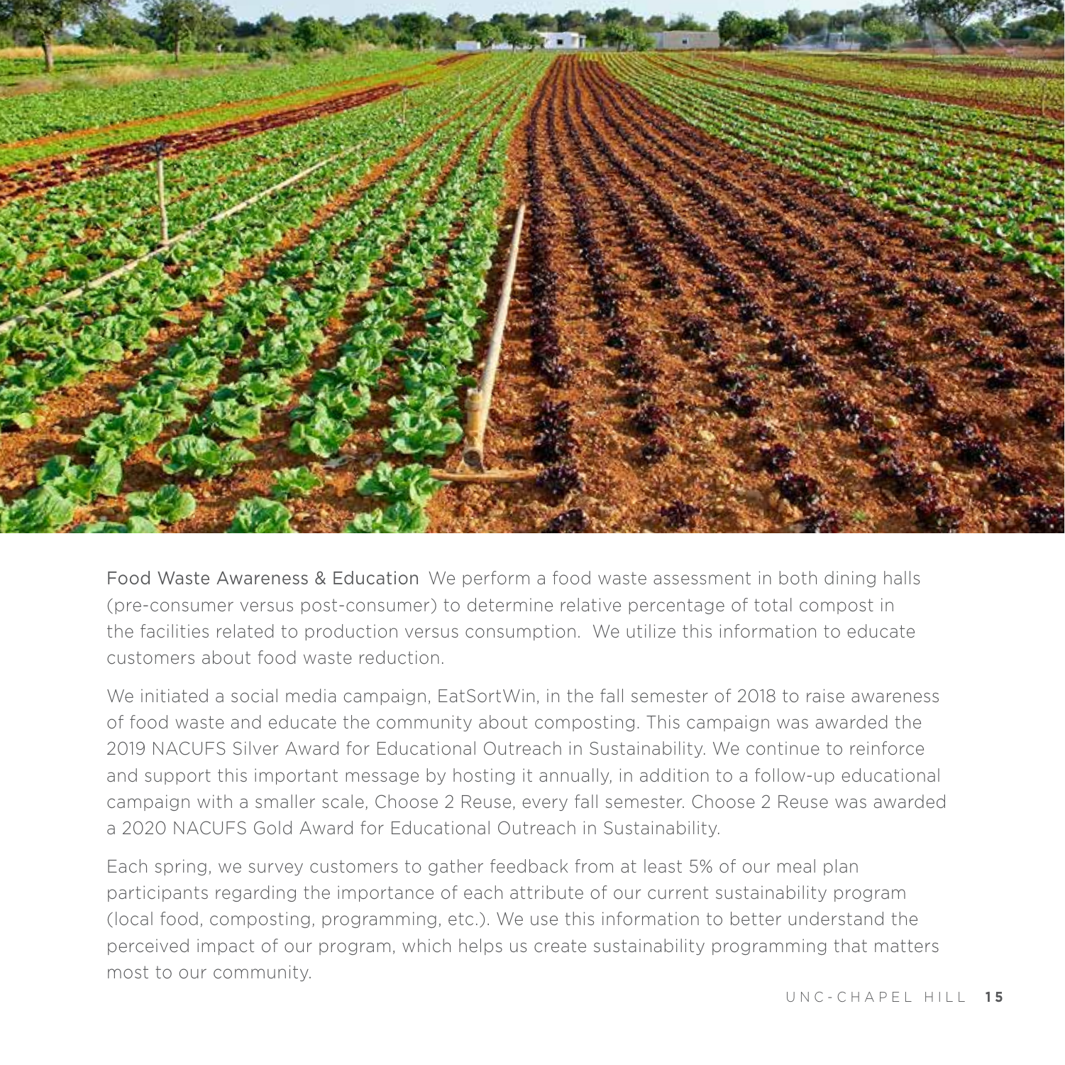Food Waste Awareness & Education We perform a food waste assessment in both dining halls (pre-consumer versus post-consumer) to determine relative percentage of total compost in the facilities related to production versus consumption. We utilize this information to educate customers about food waste reduction.

We initiated a social media campaign, EatSortWin, in the fall semester of 2018 to raise awareness of food waste and educate the community about composting. This campaign was awarded the 2019 NACUFS Silver Award for Educational Outreach in Sustainability. We continue to reinforce and support this important message by hosting it annually, in addition to a follow-up educational campaign with a smaller scale, Choose 2 Reuse, every fall semester. Choose 2 Reuse was awarded a 2020 NACUFS Gold Award for Educational Outreach in Sustainability.

Each spring, we survey customers to gather feedback from at least 5% of our meal plan participants regarding the importance of each attribute of our current sustainability program (local food, composting, programming, etc.). We use this information to better understand the perceived impact of our program, which helps us create sustainability programming that matters most to our community.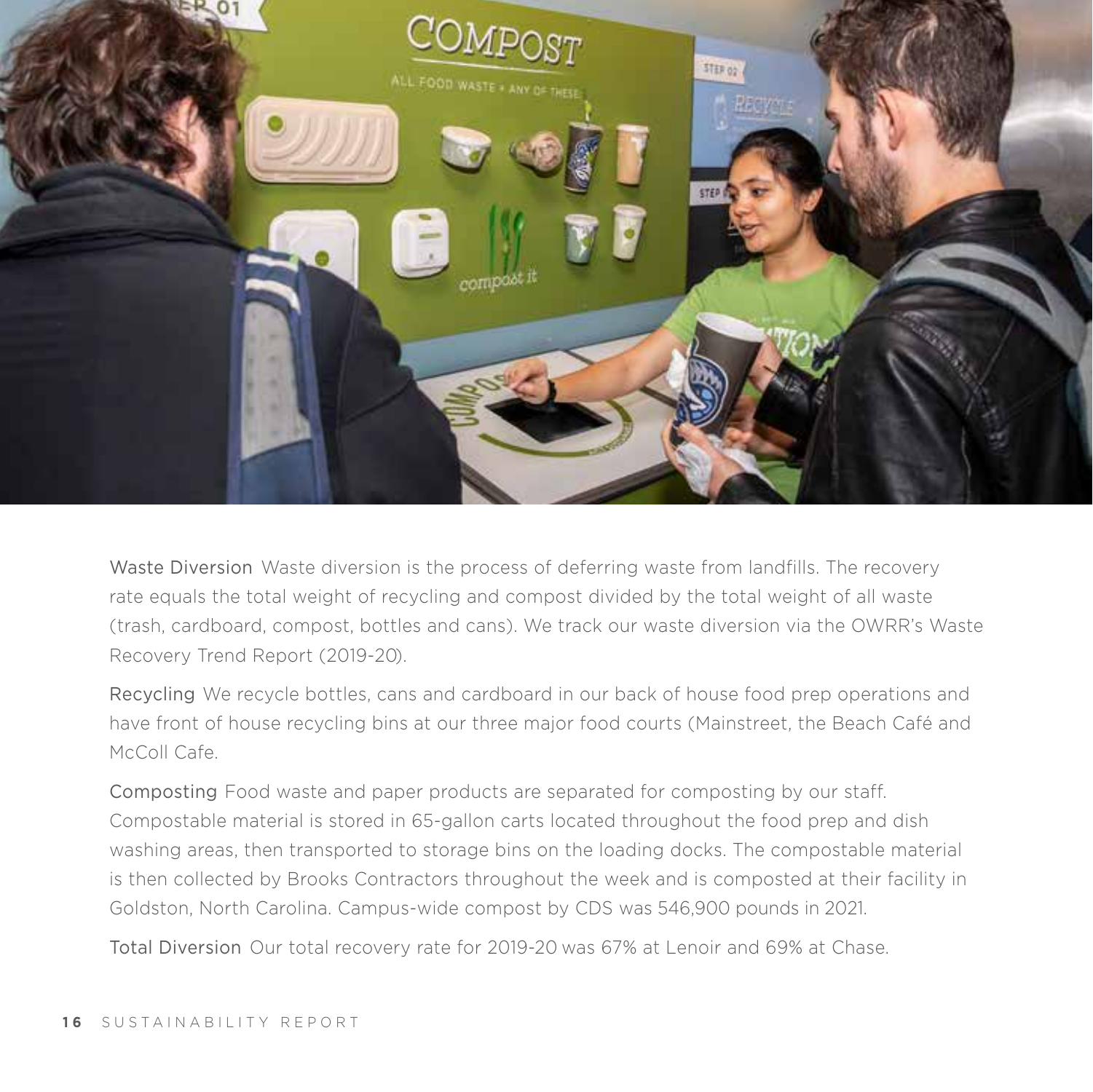**Waste Diversion** Waste diversion is the process of deferring waste from landfills. The recovery rate equals the total weight of recycling and compost divided by the total weight of all waste (trash, cardboard, compost, bottles and cans). We track our waste diversion via the OWRR's Waste Recovery Trend Report (2019-20).

**Recycling** We recycle bottles, cans and cardboard in our back of house food prep operations and have front of house recycling bins at our three major food courts (Mainstreet, the Beach Café and McColl Cafe.

**Composting** Food waste and paper products are separated for composting by our staff. Compostable material is stored in 65-gallon carts located throughout the food prep and dish washing areas, then transported to storage bins on the loading docks. The compostable material is then collected by Brooks Contractors throughout the week and is composted at their facility in Goldston, North Carolina. Campus-wide compost by CDS was 546,900 pounds in 2021.

**Total Diversion** Our total recovery rate for 2019-20 was 67% at Lenoir and 69% at Chase.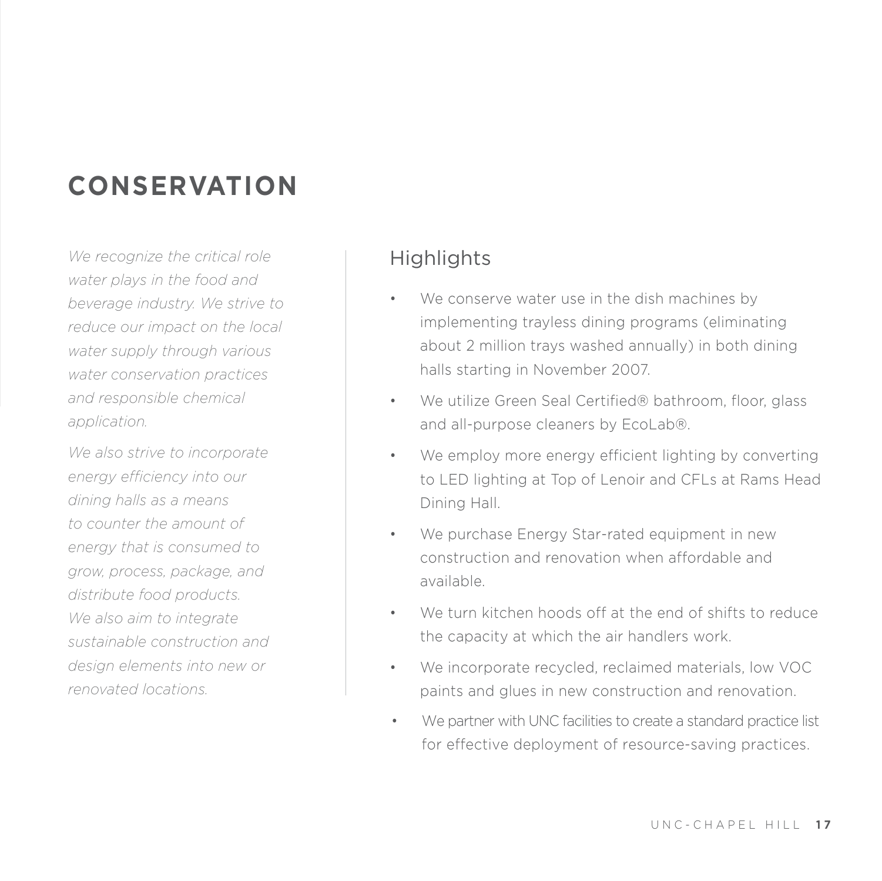# CONSERVATION

*We recognize the critical role water plays in the food and beverage industry. We strive to reduce our impact on the local water supply through various water conservation practices and responsible chemical application.*

*We also strive to incorporate energy efficiency into our dining halls as a means to counter the amount of energy that is consumed to grow, process, package, and distribute food products. We also aim to integrate sustainable construction and design elements into new or renovated locations.*

## Highlights

- We conserve water use in the dish machines by implementing trayless dining programs (eliminating about 2 million trays washed annually) in both dining halls starting in November 2007.
- We utilize Green Seal Certified® bathroom, floor, glass and all-purpose cleaners by EcoLab®.
- We employ more energy efficient lighting by converting to LED lighting at Top of Lenoir and CFLs at Rams Head Dining Hall.
- We purchase Energy Star-rated equipment in new construction and renovation when affordable and available.
- We turn kitchen hoods off at the end of shifts to reduce the capacity at which the air handlers work.
- We incorporate recycled, reclaimed materials, low VOC paints and glues in new construction and renovation.
- We partner with UNC facilities to create a standard practice list for effective deployment of resource-saving practices.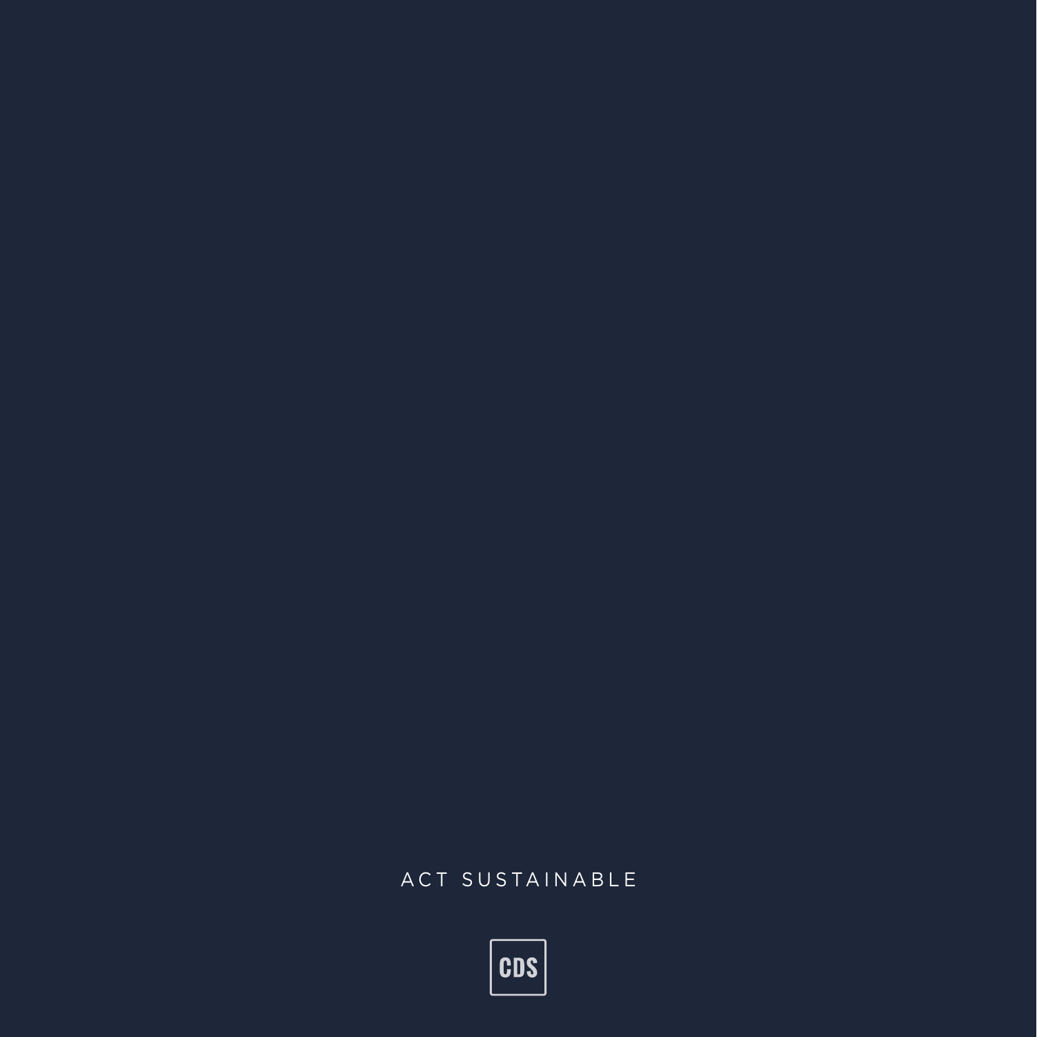ACT SUSTAINABLE

CDS